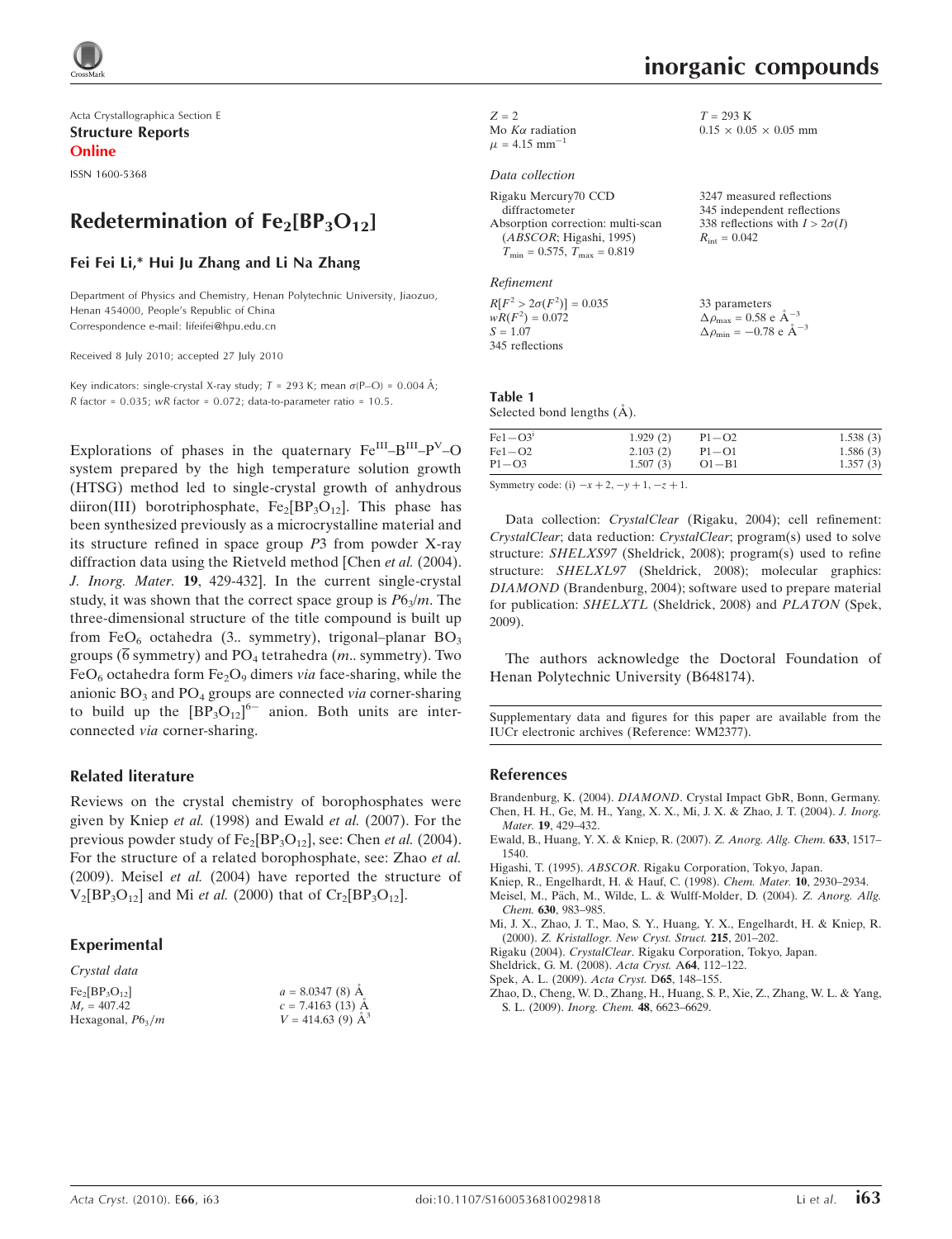Acta Crystallographica Section E

**Structure Reports Online**

ISSN 1600-5368

# Redetermination of $Fe_2[BP_3O_{12}]$

**Fei Fei Li,* Hui Ju Zhang and Li Na Zhang**

Department of Physics and Chemistry, Henan Polytechnic University, Jiaozuo, Henan 454000, People's Republic of China
Correspondence e-mail: lifeifei@hpu.edu.cn

Received 8 July 2010; accepted 27 July 2010

Key indicators: single-crystal X-ray study; $T$ = 293 K; mean $\sigma$(P–O) = 0.004 Å; $R$ factor = 0.035; $wR$ factor = 0.072; data-to-parameter ratio = 10.5.

Explorations of phases in the quaternary $Fe^{III}$–$B^{III}$–$P^{V}$–O system prepared by the high temperature solution growth (HTSG) method led to single-crystal growth of anhydrous diiron(III) borotriphosphate, $Fe_2[BP_3O_{12}]$. This phase has been synthesized previously as a microcrystalline material and its structure refined in space group $P3$ from powder X-ray diffraction data using the Rietveld method [Chen *et al.* (2004). *J. Inorg. Mater.* **19**, 429-432]. In the current single-crystal study, it was shown that the correct space group is $P6_3/m$. The three-dimensional structure of the title compound is built up from $FeO_6$ octahedra (3.. symmetry), trigonal–planar $BO_3$ groups ($\overline{6}$ symmetry) and $PO_4$ tetrahedra ($m$.. symmetry). Two $FeO_6$ octahedra form $Fe_2O_9$ dimers *via* face-sharing, while the anionic $BO_3$ and $PO_4$ groups are connected *via* corner-sharing to build up the $[BP_3O_{12}]^{6-}$ anion. Both units are interconnected *via* corner-sharing.

## Related literature

Reviews on the crystal chemistry of borophosphates were given by Kniep *et al.* (1998) and Ewald *et al.* (2007). For the previous powder study of $Fe_2[BP_3O_{12}]$, see: Chen *et al.* (2004). For the structure of a related borophosphate, see: Zhao *et al.* (2009). Meisel *et al.* (2004) have reported the structure of $V_2[BP_3O_{12}]$ and Mi *et al.* (2000) that of $Cr_2[BP_3O_{12}]$.

## Experimental

*Crystal data*

$Fe_2[BP_3O_{12}]$
$M_r$ = 407.42
Hexagonal, $P6_3/m$
$a$ = 8.0347 (8) Å
$c$ = 7.4163 (13) Å
$V$ = 414.63 (9) Å$^3$
$Z$ = 2
Mo $K\alpha$ radiation
$\mu$ = 4.15 mm$^{-1}$
$T$ = 293 K
0.15 × 0.05 × 0.05 mm

*Data collection*

Rigaku Mercury70 CCD diffractometer
Absorption correction: multi-scan (*ABSCOR*; Higashi, 1995)
$T_{min}$ = 0.575, $T_{max}$ = 0.819
3247 measured reflections
345 independent reflections
338 reflections with $I > 2\sigma(I)$
$R_{int}$ = 0.042

*Refinement*

$R[F^2 > 2\sigma(F^2)]$ = 0.035
$wR(F^2)$ = 0.072
$S$ = 1.07
345 reflections
33 parameters
$\Delta\rho_{max}$ = 0.58 e Å$^{-3}$
$\Delta\rho_{min}$ = −0.78 e Å$^{-3}$

**Table 1**
Selected bond lengths (Å).

| | | | |
|---|---|---|---|
| Fe1—O3$^{i}$ | 1.929 (2) | P1—O2 | 1.538 (3) |
| Fe1—O2 | 2.103 (2) | P1—O1 | 1.586 (3) |
| P1—O3 | 1.507 (3) | O1—B1 | 1.357 (3) |

Symmetry code: (i) $-x+2, -y+1, -z+1$.

Data collection: *CrystalClear* (Rigaku, 2004); cell refinement: *CrystalClear*; data reduction: *CrystalClear*; program(s) used to solve structure: *SHELXS97* (Sheldrick, 2008); program(s) used to refine structure: *SHELXL97* (Sheldrick, 2008); molecular graphics: *DIAMOND* (Brandenburg, 2004); software used to prepare material for publication: *SHELXTL* (Sheldrick, 2008) and *PLATON* (Spek, 2009).

The authors acknowledge the Doctoral Foundation of Henan Polytechnic University (B648174).

Supplementary data and figures for this paper are available from the IUCr electronic archives (Reference: WM2377).

## References

Brandenburg, K. (2004). *DIAMOND*. Crystal Impact GbR, Bonn, Germany.
Chen, H. H., Ge, M. H., Yang, X. X., Mi, J. X. & Zhao, J. T. (2004). *J. Inorg. Mater.* **19**, 429–432.
Ewald, B., Huang, Y. X. & Kniep, R. (2007). *Z. Anorg. Allg. Chem.* **633**, 1517–1540.
Higashi, T. (1995). *ABSCOR*. Rigaku Corporation, Tokyo, Japan.
Kniep, R., Engelhardt, H. & Hauf, C. (1998). *Chem. Mater.* **10**, 2930–2934.
Meisel, M., Päch, M., Wilde, L. & Wulff-Molder, D. (2004). *Z. Anorg. Allg. Chem.* **630**, 983–985.
Mi, J. X., Zhao, J. T., Mao, S. Y., Huang, Y. X., Engelhardt, H. & Kniep, R. (2000). *Z. Kristallogr. New Cryst. Struct.* **215**, 201–202.
Rigaku (2004). *CrystalClear*. Rigaku Corporation, Tokyo, Japan.
Sheldrick, G. M. (2008). *Acta Cryst.* A**64**, 112–122.
Spek, A. L. (2009). *Acta Cryst.* D**65**, 148–155.
Zhao, D., Cheng, W. D., Zhang, H., Huang, S. P., Xie, Z., Zhang, W. L. & Yang, S. L. (2009). *Inorg. Chem.* **48**, 6623–6629.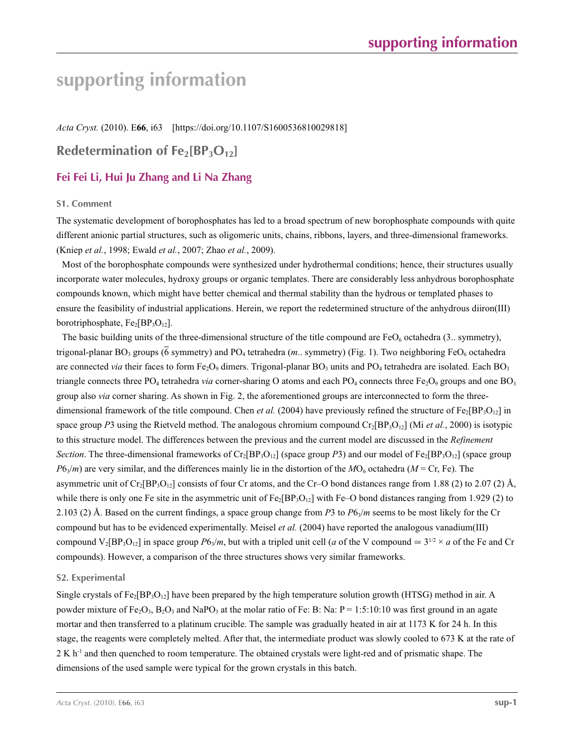# supporting information

*Acta Cryst.* (2010). E**66**, i63 [https://doi.org/10.1107/S1600536810029818]

## Redetermination of $Fe_2[BP_3O_{12}]$

### Fei Fei Li, Hui Ju Zhang and Li Na Zhang

#### S1. Comment

The systematic development of borophosphates has led to a broad spectrum of new borophosphate compounds with quite different anionic partial structures, such as oligomeric units, chains, ribbons, layers, and three-dimensional frameworks. (Kniep *et al.*, 1998; Ewald *et al.*, 2007; Zhao *et al.*, 2009).

Most of the borophosphate compounds were synthesized under hydrothermal conditions; hence, their structures usually incorporate water molecules, hydroxy groups or organic templates. There are considerably less anhydrous borophosphate compounds known, which might have better chemical and thermal stability than the hydrous or templated phases to ensure the feasibility of industrial applications. Herein, we report the redetermined structure of the anhydrous diiron(III) borotriphosphate, $Fe_2[BP_3O_{12}]$.

The basic building units of the three-dimensional structure of the title compound are $FeO_6$ octahedra (3.. symmetry), trigonal-planar $BO_3$ groups ($\overline{6}$ symmetry) and $PO_4$ tetrahedra (*m*.. symmetry) (Fig. 1). Two neighboring $FeO_6$ octahedra are connected *via* their faces to form $Fe_2O_9$ dimers. Trigonal-planar $BO_3$ units and $PO_4$ tetrahedra are isolated. Each $BO_3$ triangle connects three $PO_4$ tetrahedra *via* corner-sharing O atoms and each $PO_4$ connects three $Fe_2O_9$ groups and one $BO_3$ group also *via* corner sharing. As shown in Fig. 2, the aforementioned groups are interconnected to form the three-dimensional framework of the title compound. Chen *et al.* (2004) have previously refined the structure of $Fe_2[BP_3O_{12}]$ in space group *P*3 using the Rietveld method. The analogous chromium compound $Cr_2[BP_3O_{12}]$ (Mi *et al.*, 2000) is isotypic to this structure model. The differences between the previous and the current model are discussed in the *Refinement Section*. The three-dimensional frameworks of $Cr_2[BP_3O_{12}]$ (space group *P*3) and our model of $Fe_2[BP_3O_{12}]$ (space group $P6_3/m$) are very similar, and the differences mainly lie in the distortion of the $MO_6$ octahedra (*M* = Cr, Fe). The asymmetric unit of $Cr_2[BP_3O_{12}]$ consists of four Cr atoms, and the Cr–O bond distances range from 1.88 (2) to 2.07 (2) Å, while there is only one Fe site in the asymmetric unit of $Fe_2[BP_3O_{12}]$ with Fe–O bond distances ranging from 1.929 (2) to 2.103 (2) Å. Based on the current findings, a space group change from *P*3 to $P6_3/m$ seems to be most likely for the Cr compound but has to be evidenced experimentally. Meisel *et al.* (2004) have reported the analogous vanadium(III) compound $V_2[BP_3O_{12}]$ in space group $P6_3/m$, but with a tripled unit cell (*a* of the V compound $\simeq 3^{1/2} \times a$ of the Fe and Cr compounds). However, a comparison of the three structures shows very similar frameworks.

#### S2. Experimental

Single crystals of $Fe_2[BP_3O_{12}]$ have been prepared by the high temperature solution growth (HTSG) method in air. A powder mixture of $Fe_2O_3$, $B_2O_3$ and $NaPO_3$ at the molar ratio of Fe: B: Na: P = 1:5:10:10 was first ground in an agate mortar and then transferred to a platinum crucible. The sample was gradually heated in air at 1173 K for 24 h. In this stage, the reagents were completely melted. After that, the intermediate product was slowly cooled to 673 K at the rate of 2 K $h^{-1}$ and then quenched to room temperature. The obtained crystals were light-red and of prismatic shape. The dimensions of the used sample were typical for the grown crystals in this batch.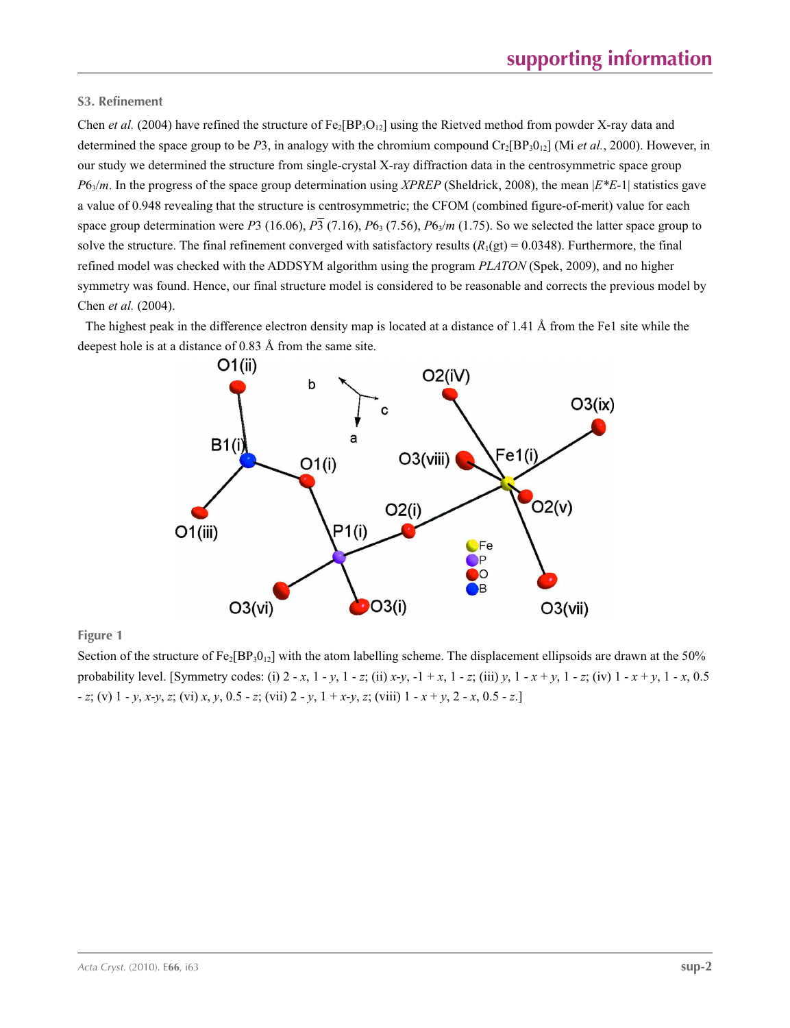### S3. Refinement

Chen *et al.* (2004) have refined the structure of $Fe_2[BP_3O_{12}]$ using the Rietved method from powder X-ray data and determined the space group to be *P*3, in analogy with the chromium compound $Cr_2[BP_30_{12}]$ (Mi *et al.*, 2000). However, in our study we determined the structure from single-crystal X-ray diffraction data in the centrosymmetric space group $P6_3/m$. In the progress of the space group determination using *XPREP* (Sheldrick, 2008), the mean $|E*E-1|$ statistics gave a value of 0.948 revealing that the structure is centrosymmetric; the CFOM (combined figure-of-merit) value for each space group determination were *P*3 (16.06), $P\overline{3}$ (7.16), $P6_3$ (7.56), $P6_3/m$ (1.75). So we selected the latter space group to solve the structure. The final refinement converged with satisfactory results ($R_1$(gt) = 0.0348). Furthermore, the final refined model was checked with the ADDSYM algorithm using the program *PLATON* (Spek, 2009), and no higher symmetry was found. Hence, our final structure model is considered to be reasonable and corrects the previous model by Chen *et al.* (2004).

The highest peak in the difference electron density map is located at a distance of 1.41 Å from the Fe1 site while the deepest hole is at a distance of 0.83 Å from the same site.

**Figure 1**

Section of the structure of $Fe_2[BP_30_{12}]$ with the atom labelling scheme. The displacement ellipsoids are drawn at the 50% probability level. [Symmetry codes: (i) 2 - *x*, 1 - *y*, 1 - *z*; (ii) *x*-*y*, -1 + *x*, 1 - *z*; (iii) *y*, 1 - *x* + *y*, 1 - *z*; (iv) 1 - *x* + *y*, 1 - *x*, 0.5 - *z*; (v) 1 - *y*, *x*-*y*, *z*; (vi) *x*, *y*, 0.5 - *z*; (vii) 2 - *y*, 1 + *x*-*y*, *z*; (viii) 1 - *x* + *y*, 2 - *x*, 0.5 - *z*.]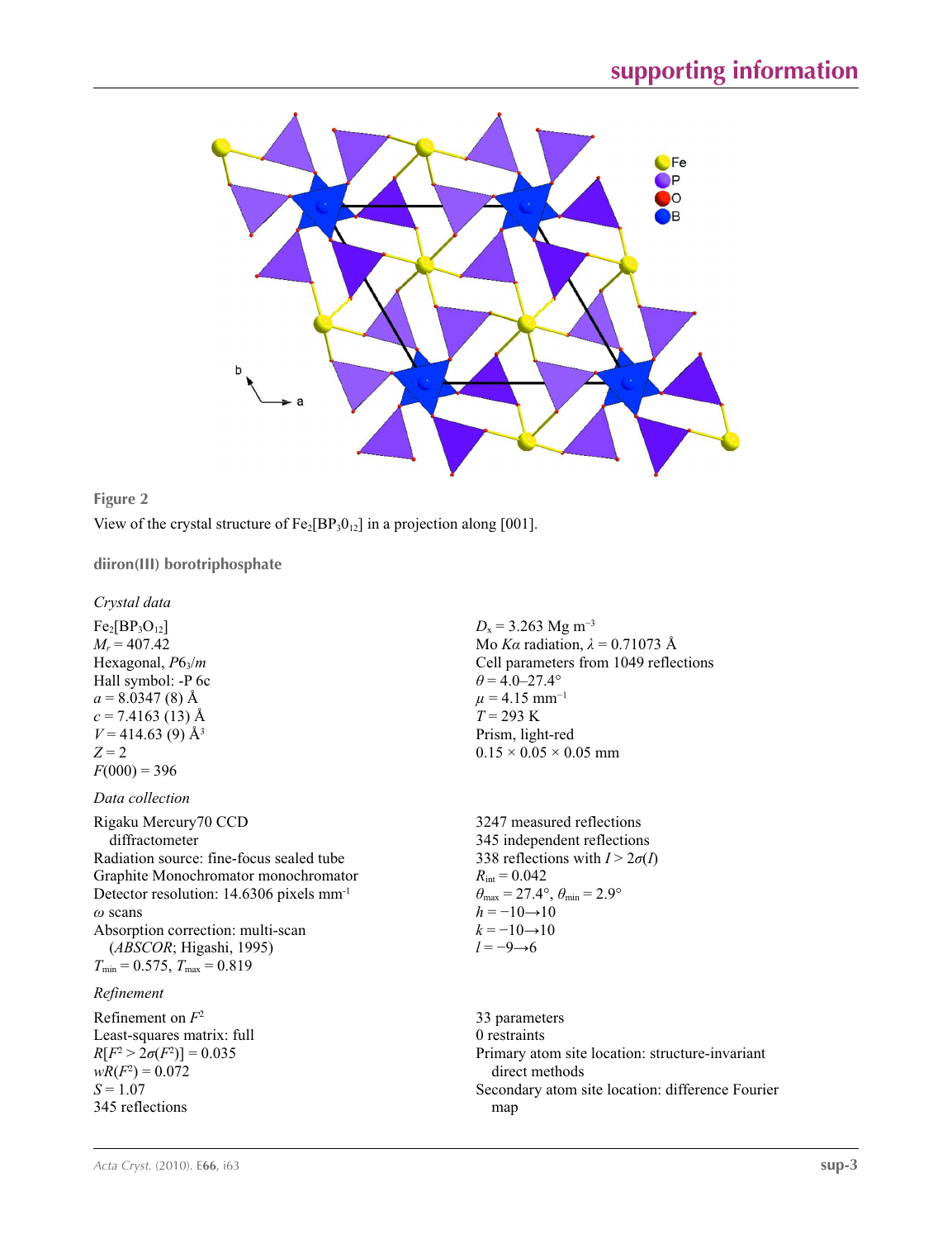**Figure 2**

View of the crystal structure of $Fe_2[BP_3O_{12}]$ in a projection along [001].

## diiron(III) borotriphosphate

### *Crystal data*

$Fe_2[BP_3O_{12}]$
$M_r = 407.42$
Hexagonal, $P6_3/m$
Hall symbol: -P 6c
$a = 8.0347$ (8) Å
$c = 7.4163$ (13) Å
$V = 414.63$ (9) Å$^3$
$Z = 2$
$F(000) = 396$
$D_x = 3.263$ Mg m$^{-3}$
Mo $K\alpha$ radiation, $\lambda = 0.71073$ Å
Cell parameters from 1049 reflections
$\theta = 4.0$–27.4°
$\mu = 4.15$ mm$^{-1}$
$T = 293$ K
Prism, light-red
0.15 × 0.05 × 0.05 mm

### *Data collection*

Rigaku Mercury70 CCD diffractometer
Radiation source: fine-focus sealed tube
Graphite Monochromator monochromator
Detector resolution: 14.6306 pixels mm$^{-1}$
$\omega$ scans
Absorption correction: multi-scan (*ABSCOR*; Higashi, 1995)
$T_{min} = 0.575$, $T_{max} = 0.819$
3247 measured reflections
345 independent reflections
338 reflections with $I > 2\sigma(I)$
$R_{int} = 0.042$
$\theta_{max} = 27.4°$, $\theta_{min} = 2.9°$
$h = -10 \rightarrow 10$
$k = -10 \rightarrow 10$
$l = -9 \rightarrow 6$

### *Refinement*

Refinement on $F^2$
Least-squares matrix: full
$R[F^2 > 2\sigma(F^2)] = 0.035$
$wR(F^2) = 0.072$
$S = 1.07$
345 reflections
33 parameters
0 restraints
Primary atom site location: structure-invariant direct methods
Secondary atom site location: difference Fourier map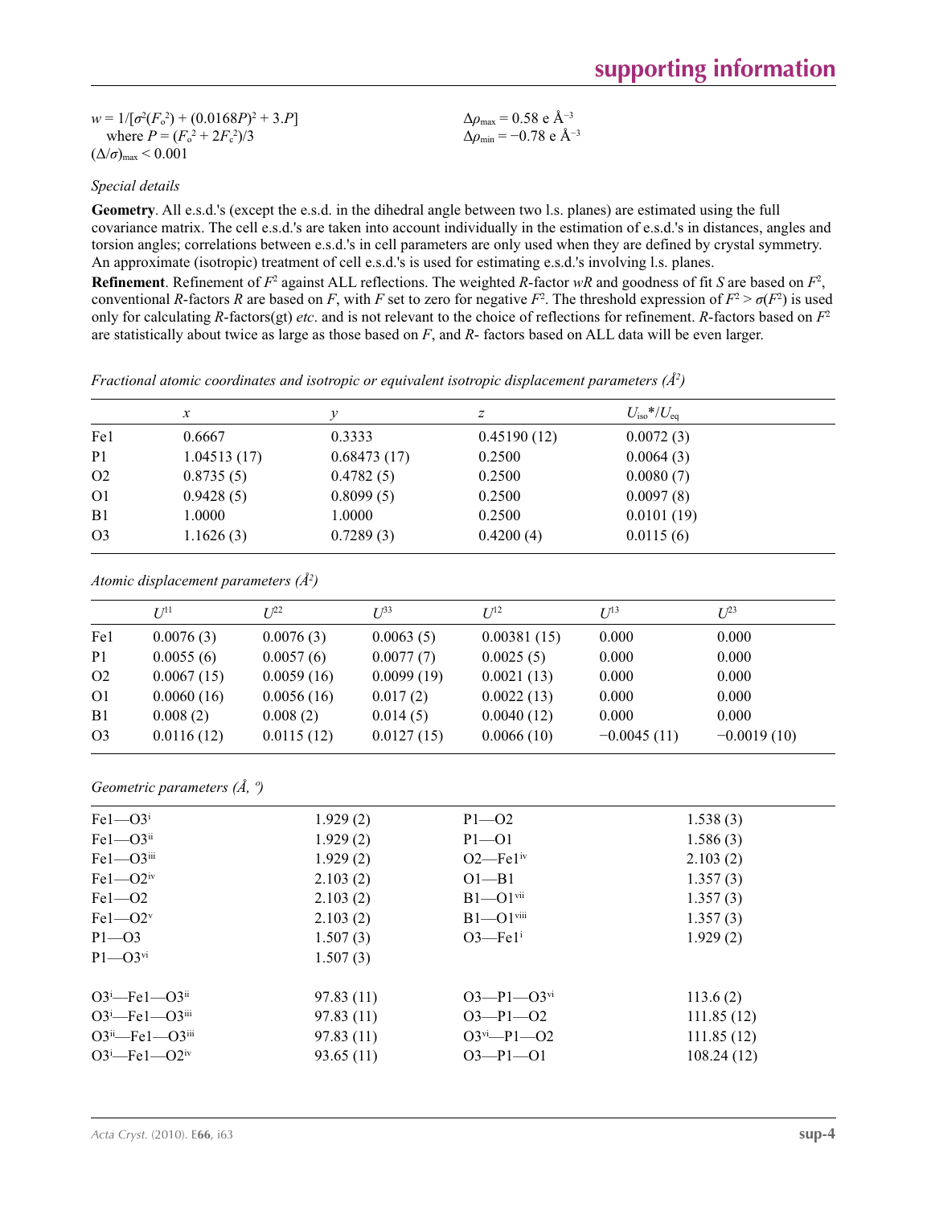$w = 1/[\sigma^2(F_o^2) + (0.0168P)^2 + 3.P]$
where $P = (F_o^2 + 2F_c^2)/3$
$(\Delta/\sigma)_{max} < 0.001$

$\Delta\rho_{max} = 0.58$ e Å$^{-3}$
$\Delta\rho_{min} = -0.78$ e Å$^{-3}$

*Special details*

**Geometry**. All e.s.d.'s (except the e.s.d. in the dihedral angle between two l.s. planes) are estimated using the full covariance matrix. The cell e.s.d.'s are taken into account individually in the estimation of e.s.d.'s in distances, angles and torsion angles; correlations between e.s.d.'s in cell parameters are only used when they are defined by crystal symmetry. An approximate (isotropic) treatment of cell e.s.d.'s is used for estimating e.s.d.'s involving l.s. planes.

**Refinement**. Refinement of $F^2$ against ALL reflections. The weighted $R$-factor $wR$ and goodness of fit $S$ are based on $F^2$, conventional $R$-factors $R$ are based on $F$, with $F$ set to zero for negative $F^2$. The threshold expression of $F^2 > \sigma(F^2)$ is used only for calculating $R$-factors(gt) *etc*. and is not relevant to the choice of reflections for refinement. $R$-factors based on $F^2$ are statistically about twice as large as those based on $F$, and $R$- factors based on ALL data will be even larger.

*Fractional atomic coordinates and isotropic or equivalent isotropic displacement parameters (Å$^2$)*

| | $x$ | $y$ | $z$ | $U_{iso}$*/$U_{eq}$ |
|---|---|---|---|---|
| Fe1 | 0.6667 | 0.3333 | 0.45190 (12) | 0.0072 (3) |
| P1 | 1.04513 (17) | 0.68473 (17) | 0.2500 | 0.0064 (3) |
| O2 | 0.8735 (5) | 0.4782 (5) | 0.2500 | 0.0080 (7) |
| O1 | 0.9428 (5) | 0.8099 (5) | 0.2500 | 0.0097 (8) |
| B1 | 1.0000 | 1.0000 | 0.2500 | 0.0101 (19) |
| O3 | 1.1626 (3) | 0.7289 (3) | 0.4200 (4) | 0.0115 (6) |

*Atomic displacement parameters (Å$^2$)*

| | $U^{11}$ | $U^{22}$ | $U^{33}$ | $U^{12}$ | $U^{13}$ | $U^{23}$ |
|---|---|---|---|---|---|---|
| Fe1 | 0.0076 (3) | 0.0076 (3) | 0.0063 (5) | 0.00381 (15) | 0.000 | 0.000 |
| P1 | 0.0055 (6) | 0.0057 (6) | 0.0077 (7) | 0.0025 (5) | 0.000 | 0.000 |
| O2 | 0.0067 (15) | 0.0059 (16) | 0.0099 (19) | 0.0021 (13) | 0.000 | 0.000 |
| O1 | 0.0060 (16) | 0.0056 (16) | 0.017 (2) | 0.0022 (13) | 0.000 | 0.000 |
| B1 | 0.008 (2) | 0.008 (2) | 0.014 (5) | 0.0040 (12) | 0.000 | 0.000 |
| O3 | 0.0116 (12) | 0.0115 (12) | 0.0127 (15) | 0.0066 (10) | −0.0045 (11) | −0.0019 (10) |

*Geometric parameters (Å, º)*

| | | | |
|---|---|---|---|
| Fe1—O3$^{i}$ | 1.929 (2) | P1—O2 | 1.538 (3) |
| Fe1—O3$^{ii}$ | 1.929 (2) | P1—O1 | 1.586 (3) |
| Fe1—O3$^{iii}$ | 1.929 (2) | O2—Fe1$^{iv}$ | 2.103 (2) |
| Fe1—O2$^{iv}$ | 2.103 (2) | O1—B1 | 1.357 (3) |
| Fe1—O2 | 2.103 (2) | B1—O1$^{vii}$ | 1.357 (3) |
| Fe1—O2$^{v}$ | 2.103 (2) | B1—O1$^{viii}$ | 1.357 (3) |
| P1—O3 | 1.507 (3) | O3—Fe1$^{i}$ | 1.929 (2) |
| P1—O3$^{vi}$ | 1.507 (3) | | |
| | | | |
| O3$^{i}$—Fe1—O3$^{ii}$ | 97.83 (11) | O3—P1—O3$^{vi}$ | 113.6 (2) |
| O3$^{i}$—Fe1—O3$^{iii}$ | 97.83 (11) | O3—P1—O2 | 111.85 (12) |
| O3$^{ii}$—Fe1—O3$^{iii}$ | 97.83 (11) | O3$^{vi}$—P1—O2 | 111.85 (12) |
| O3$^{i}$—Fe1—O2$^{iv}$ | 93.65 (11) | O3—P1—O1 | 108.24 (12) |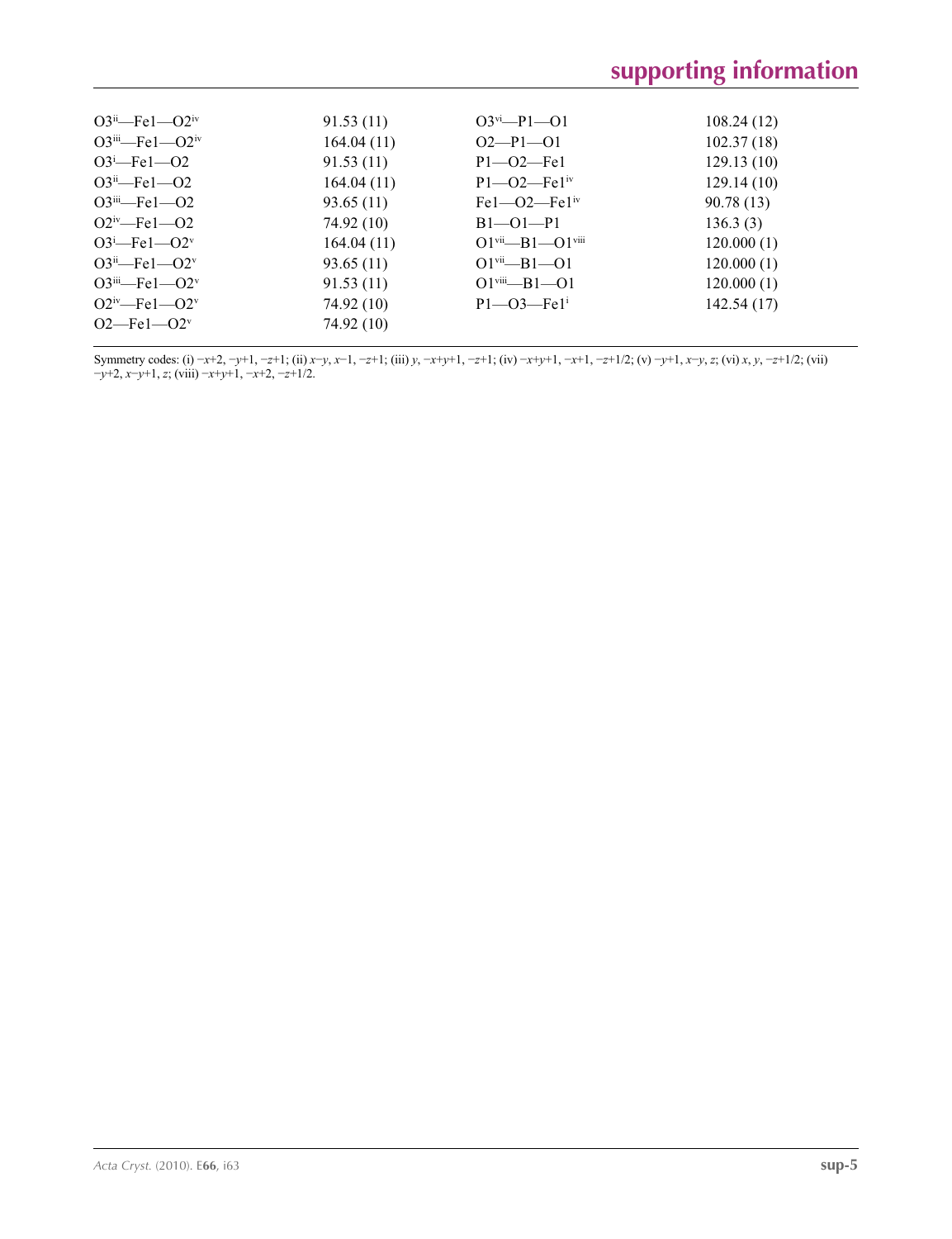| | | | |
|---|---|---|---|
| O3$^{ii}$—Fe1—O2$^{iv}$ | 91.53 (11) | O3$^{vi}$—P1—O1 | 108.24 (12) |
| O3$^{iii}$—Fe1—O2$^{iv}$ | 164.04 (11) | O2—P1—O1 | 102.37 (18) |
| O3$^{i}$—Fe1—O2 | 91.53 (11) | P1—O2—Fe1 | 129.13 (10) |
| O3$^{ii}$—Fe1—O2 | 164.04 (11) | P1—O2—Fe1$^{iv}$ | 129.14 (10) |
| O3$^{iii}$—Fe1—O2 | 93.65 (11) | Fe1—O2—Fe1$^{iv}$ | 90.78 (13) |
| O2$^{iv}$—Fe1—O2 | 74.92 (10) | B1—O1—P1 | 136.3 (3) |
| O3$^{i}$—Fe1—O2$^{v}$ | 164.04 (11) | O1$^{vii}$—B1—O1$^{viii}$ | 120.000 (1) |
| O3$^{ii}$—Fe1—O2$^{v}$ | 93.65 (11) | O1$^{vii}$—B1—O1 | 120.000 (1) |
| O3$^{iii}$—Fe1—O2$^{v}$ | 91.53 (11) | O1$^{viii}$—B1—O1 | 120.000 (1) |
| O2$^{iv}$—Fe1—O2$^{v}$ | 74.92 (10) | P1—O3—Fe1$^{i}$ | 142.54 (17) |
| O2—Fe1—O2$^{v}$ | 74.92 (10) | | |

Symmetry codes: (i) $-x+2, -y+1, -z+1$; (ii) $x-y, x-1, -z+1$; (iii) $y, -x+y+1, -z+1$; (iv) $-x+y+1, -x+1, -z+1/2$; (v) $-y+1, x-y, z$; (vi) $x, y, -z+1/2$; (vii) $-y+2, x-y+1, z$; (viii) $-x+y+1, -x+2, -z+1/2$.